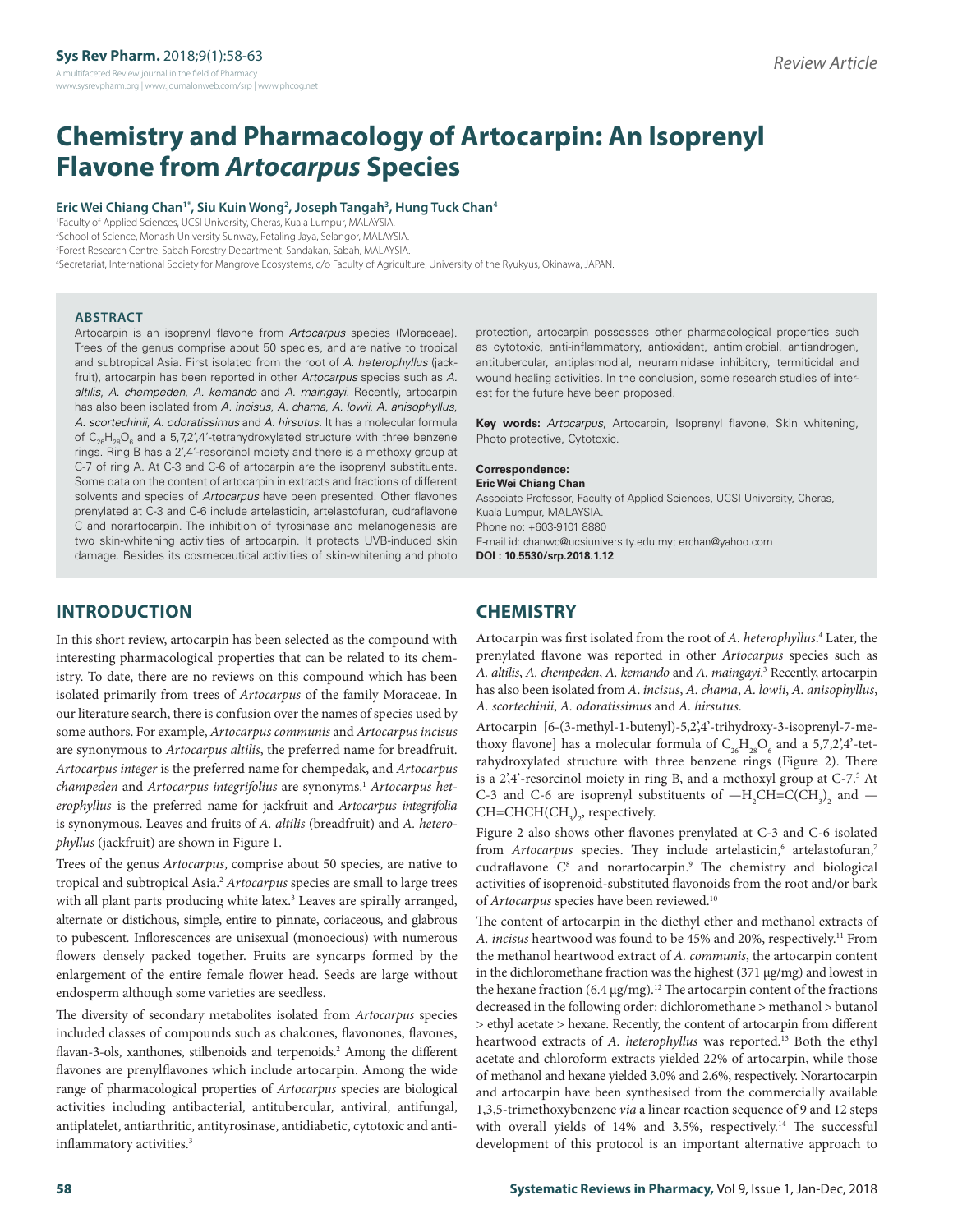# Chemistry and Pharmacology of Artocarpin: An Isoprenyl Flavone from *Artocarpus* Species

**Eric Wei Chiang Chan[1*], Siu Kuin Wong[2], Joseph Tangah[3], Hung Tuck Chan[4]**

[1]Faculty of Applied Sciences, UCSI University, Cheras, Kuala Lumpur, MALAYSIA.
[2]School of Science, Monash University Sunway, Petaling Jaya, Selangor, MALAYSIA.
[3]Forest Research Centre, Sabah Forestry Department, Sandakan, Sabah, MALAYSIA.
[4]Secretariat, International Society for Mangrove Ecosystems, c/o Faculty of Agriculture, University of the Ryukyus, Okinawa, JAPAN.

## ABSTRACT

Artocarpin is an isoprenyl flavone from *Artocarpus* species (Moraceae). Trees of the genus comprise about 50 species, and are native to tropical and subtropical Asia. First isolated from the root of *A. heterophyllus* (jackfruit), artocarpin has been reported in other *Artocarpus* species such as *A. altilis, A. chempeden, A. kemando* and *A. maingayi*. Recently, artocarpin has also been isolated from *A. incisus, A. chama, A. lowii, A. anisophyllus, A. scortechinii, A. odoratissimus* and *A. hirsutus*. It has a molecular formula of $C_{26}H_{28}O_6$ and a 5,7,2',4'-tetrahydroxylated structure with three benzene rings. Ring B has a 2',4'-resorcinol moiety and there is a methoxy group at C-7 of ring A. At C-3 and C-6 of artocarpin are the isoprenyl substituents. Some data on the content of artocarpin in extracts and fractions of different solvents and species of *Artocarpus* have been presented. Other flavones prenylated at C-3 and C-6 include artelasticin, artelastofuran, cudraflavone C and norartocarpin. The inhibition of tyrosinase and melanogenesis are two skin-whitening activities of artocarpin. It protects UVB-induced skin damage. Besides its cosmeceutical activities of skin-whitening and photo protection, artocarpin possesses other pharmacological properties such as cytotoxic, anti-inflammatory, antioxidant, antimicrobial, antiandrogen, antitubercular, antiplasmodial, neuraminidase inhibitory, termiticidal and wound healing activities. In the conclusion, some research studies of interest for the future have been proposed.

**Key words:** *Artocarpus*, Artocarpin, Isoprenyl flavone, Skin whitening, Photo protective, Cytotoxic.

**Correspondence:**
**Eric Wei Chiang Chan**
Associate Professor, Faculty of Applied Sciences, UCSI University, Cheras, Kuala Lumpur, MALAYSIA.
Phone no: +603-9101 8880
E-mail id: chanwc@ucsiuniversity.edu.my; erchan@yahoo.com
**DOI : 10.5530/srp.2018.1.12**

## INTRODUCTION

In this short review, artocarpin has been selected as the compound with interesting pharmacological properties that can be related to its chemistry. To date, there are no reviews on this compound which has been isolated primarily from trees of *Artocarpus* of the family Moraceae. In our literature search, there is confusion over the names of species used by some authors. For example, *Artocarpus communis* and *Artocarpus incisus* are synonymous to *Artocarpus altilis*, the preferred name for breadfruit. *Artocarpus integer* is the preferred name for chempedak, and *Artocarpus champeden* and *Artocarpus integrifolius* are synonyms.[1] *Artocarpus heterophyllus* is the preferred name for jackfruit and *Artocarpus integrifolia* is synonymous. Leaves and fruits of *A. altilis* (breadfruit) and *A. heterophyllus* (jackfruit) are shown in Figure 1.

Trees of the genus *Artocarpus*, comprise about 50 species, are native to tropical and subtropical Asia.[2] *Artocarpus* species are small to large trees with all plant parts producing white latex.[3] Leaves are spirally arranged, alternate or distichous, simple, entire to pinnate, coriaceous, and glabrous to pubescent. Inflorescences are unisexual (monoecious) with numerous flowers densely packed together. Fruits are syncarps formed by the enlargement of the entire female flower head. Seeds are large without endosperm although some varieties are seedless.

The diversity of secondary metabolites isolated from *Artocarpus* species included classes of compounds such as chalcones, flavonones, flavones, flavan-3-ols, xanthones, stilbenoids and terpenoids.[2] Among the different flavones are prenylflavones which include artocarpin. Among the wide range of pharmacological properties of *Artocarpus* species are biological activities including antibacterial, antitubercular, antiviral, antifungal, antiplatelet, antiarthritic, antityrosinase, antidiabetic, cytotoxic and anti-inflammatory activities.[3]

## CHEMISTRY

Artocarpin was first isolated from the root of *A. heterophyllus*.[4] Later, the prenylated flavone was reported in other *Artocarpus* species such as *A. altilis*, *A. chempeden*, *A. kemando* and *A. maingayi*.[3] Recently, artocarpin has also been isolated from *A. incisus*, *A. chama*, *A. lowii*, *A. anisophyllus*, *A. scortechinii*, *A. odoratissimus* and *A. hirsutus*.

Artocarpin [6-(3-methyl-1-butenyl)-5,2',4'-trihydroxy-3-isoprenyl-7-methoxy flavone] has a molecular formula of $C_{26}H_{28}O_6$ and a 5,7,2',4'-tetrahydroxylated structure with three benzene rings (Figure 2). There is a 2',4'-resorcinol moiety in ring B, and a methoxyl group at C-7.[5] At C-3 and C-6 are isoprenyl substituents of $—H_2CH=C(CH_3)_2$ and $—CH=CHCH(CH_3)_2$, respectively.

Figure 2 also shows other flavones prenylated at C-3 and C-6 isolated from *Artocarpus* species. They include artelasticin,[6] artelastofuran,[7] cudraflavone C[8] and norartocarpin.[9] The chemistry and biological activities of isoprenoid-substituted flavonoids from the root and/or bark of *Artocarpus* species have been reviewed.[10]

The content of artocarpin in the diethyl ether and methanol extracts of *A. incisus* heartwood was found to be 45% and 20%, respectively.[11] From the methanol heartwood extract of *A. communis*, the artocarpin content in the dichloromethane fraction was the highest (371 μg/mg) and lowest in the hexane fraction (6.4 μg/mg).[12] The artocarpin content of the fractions decreased in the following order: dichloromethane > methanol > butanol > ethyl acetate > hexane. Recently, the content of artocarpin from different heartwood extracts of *A. heterophyllus* was reported.[13] Both the ethyl acetate and chloroform extracts yielded 22% of artocarpin, while those of methanol and hexane yielded 3.0% and 2.6%, respectively. Norartocarpin and artocarpin have been synthesised from the commercially available 1,3,5-trimethoxybenzene *via* a linear reaction sequence of 9 and 12 steps with overall yields of 14% and 3.5%, respectively.[14] The successful development of this protocol is an important alternative approach to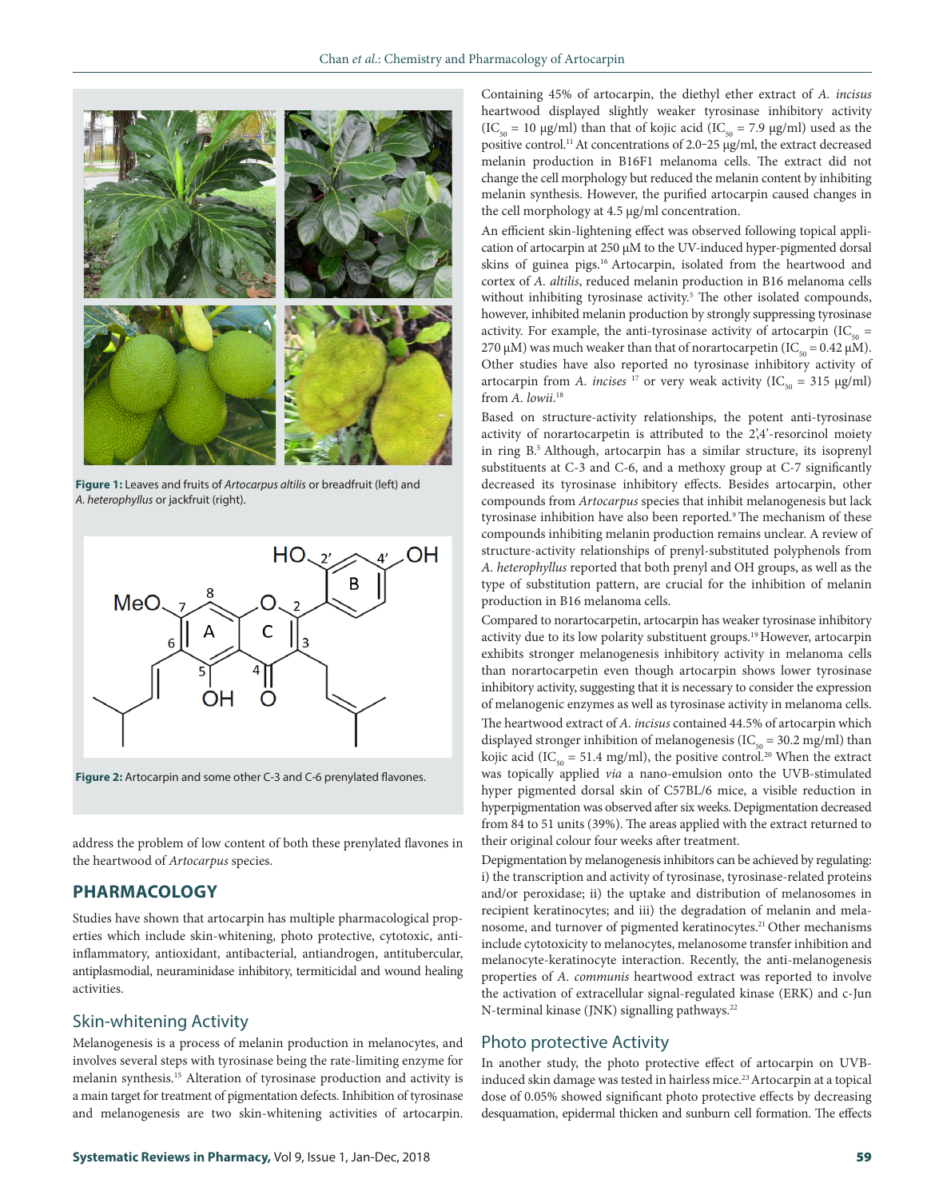Figure 1: Leaves and fruits of *Artocarpus altilis* or breadfruit (left) and *A. heterophyllus* or jackfruit (right).

Figure 2: Artocarpin and some other C-3 and C-6 prenylated flavones.

address the problem of low content of both these prenylated flavones in the heartwood of *Artocarpus* species.

## PHARMACOLOGY

Studies have shown that artocarpin has multiple pharmacological properties which include skin-whitening, photo protective, cytotoxic, anti-inflammatory, antioxidant, antibacterial, antiandrogen, antitubercular, antiplasmodial, neuraminidase inhibitory, termiticidal and wound healing activities.

### Skin-whitening Activity

Melanogenesis is a process of melanin production in melanocytes, and involves several steps with tyrosinase being the rate-limiting enzyme for melanin synthesis.[15] Alteration of tyrosinase production and activity is a main target for treatment of pigmentation defects. Inhibition of tyrosinase and melanogenesis are two skin-whitening activities of artocarpin. Containing 45% of artocarpin, the diethyl ether extract of *A. incisus* heartwood displayed slightly weaker tyrosinase inhibitory activity ($IC_{50}$ = 10 μg/ml) than that of kojic acid ($IC_{50}$ = 7.9 μg/ml) used as the positive control.[11] At concentrations of 2.0–25 μg/ml, the extract decreased melanin production in B16F1 melanoma cells. The extract did not change the cell morphology but reduced the melanin content by inhibiting melanin synthesis. However, the purified artocarpin caused changes in the cell morphology at 4.5 μg/ml concentration.

An efficient skin-lightening effect was observed following topical application of artocarpin at 250 μM to the UV-induced hyper-pigmented dorsal skins of guinea pigs.[16] Artocarpin, isolated from the heartwood and cortex of *A. altilis*, reduced melanin production in B16 melanoma cells without inhibiting tyrosinase activity.[5] The other isolated compounds, however, inhibited melanin production by strongly suppressing tyrosinase activity. For example, the anti-tyrosinase activity of artocarpin ($IC_{50}$ = 270 μM) was much weaker than that of norartocarpetin ($IC_{50}$ = 0.42 μM). Other studies have also reported no tyrosinase inhibitory activity of artocarpin from *A. incises* [17] or very weak activity ($IC_{50}$ = 315 μg/ml) from *A. lowii*.[18]

Based on structure-activity relationships, the potent anti-tyrosinase activity of norartocarpetin is attributed to the 2',4'-resorcinol moiety in ring B.[5] Although, artocarpin has a similar structure, its isoprenyl substituents at C-3 and C-6, and a methoxy group at C-7 significantly decreased its tyrosinase inhibitory effects. Besides artocarpin, other compounds from *Artocarpus* species that inhibit melanogenesis but lack tyrosinase inhibition have also been reported.[9] The mechanism of these compounds inhibiting melanin production remains unclear. A review of structure-activity relationships of prenyl-substituted polyphenols from *A. heterophyllus* reported that both prenyl and OH groups, as well as the type of substitution pattern, are crucial for the inhibition of melanin production in B16 melanoma cells.

Compared to norartocarpetin, artocarpin has weaker tyrosinase inhibitory activity due to its low polarity substituent groups.[19] However, artocarpin exhibits stronger melanogenesis inhibitory activity in melanoma cells than norartocarpetin even though artocarpin shows lower tyrosinase inhibitory activity, suggesting that it is necessary to consider the expression of melanogenic enzymes as well as tyrosinase activity in melanoma cells. The heartwood extract of *A. incisus* contained 44.5% of artocarpin which displayed stronger inhibition of melanogenesis ($IC_{50}$ = 30.2 mg/ml) than kojic acid ($IC_{50}$ = 51.4 mg/ml), the positive control.[20] When the extract was topically applied *via* a nano-emulsion onto the UVB-stimulated hyper pigmented dorsal skin of C57BL/6 mice, a visible reduction in hyperpigmentation was observed after six weeks. Depigmentation decreased from 84 to 51 units (39%). The areas applied with the extract returned to their original colour four weeks after treatment.

Depigmentation by melanogenesis inhibitors can be achieved by regulating: i) the transcription and activity of tyrosinase, tyrosinase-related proteins and/or peroxidase; ii) the uptake and distribution of melanosomes in recipient keratinocytes; and iii) the degradation of melanin and melanosome, and turnover of pigmented keratinocytes.[21] Other mechanisms include cytotoxicity to melanocytes, melanosome transfer inhibition and melanocyte-keratinocyte interaction. Recently, the anti-melanogenesis properties of *A. communis* heartwood extract was reported to involve the activation of extracellular signal-regulated kinase (ERK) and c-Jun N-terminal kinase (JNK) signalling pathways.[22]

### Photo protective Activity

In another study, the photo protective effect of artocarpin on UVB-induced skin damage was tested in hairless mice.[23] Artocarpin at a topical dose of 0.05% showed significant photo protective effects by decreasing desquamation, epidermal thicken and sunburn cell formation. The effects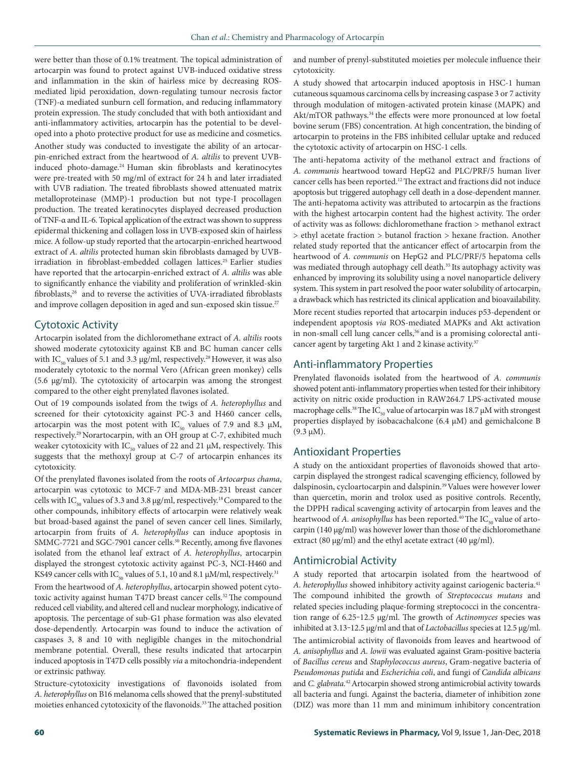were better than those of 0.1% treatment. The topical administration of artocarpin was found to protect against UVB-induced oxidative stress and inflammation in the skin of hairless mice by decreasing ROS-mediated lipid peroxidation, down-regulating tumour necrosis factor (TNF)-α mediated sunburn cell formation, and reducing inflammatory protein expression. The study concluded that with both antioxidant and anti-inflammatory activities, artocarpin has the potential to be developed into a photo protective product for use as medicine and cosmetics.

Another study was conducted to investigate the ability of an artocarpin-enriched extract from the heartwood of *A. altilis* to prevent UVB-induced photo-damage.[24] Human skin fibroblasts and keratinocytes were pre-treated with 50 mg/ml of extract for 24 h and later irradiated with UVB radiation. The treated fibroblasts showed attenuated matrix metalloproteinase (MMP)-1 production but not type-I procollagen production. The treated keratinocytes displayed decreased production of TNF-α and IL-6. Topical application of the extract was shown to suppress epidermal thickening and collagen loss in UVB-exposed skin of hairless mice. A follow-up study reported that the artocarpin-enriched heartwood extract of *A. altilis* protected human skin fibroblasts damaged by UVB-irradiation in fibroblast-embedded collagen lattices.[25] Earlier studies have reported that the artocarpin-enriched extract of *A. altilis* was able to significantly enhance the viability and proliferation of wrinkled-skin fibroblasts,[26] and to reverse the activities of UVA-irradiated fibroblasts and improve collagen deposition in aged and sun-exposed skin tissue.[27]

## Cytotoxic Activity

Artocarpin isolated from the dichloromethane extract of *A. altilis* roots showed moderate cytotoxicity against KB and BC human cancer cells with $IC_{50}$ values of 5.1 and 3.3 μg/ml, respectively.[28] However, it was also moderately cytotoxic to the normal Vero (African green monkey) cells (5.6 μg/ml). The cytotoxicity of artocarpin was among the strongest compared to the other eight prenylated flavones isolated.

Out of 19 compounds isolated from the twigs of *A. heterophyllus* and screened for their cytotoxicity against PC-3 and H460 cancer cells, artocarpin was the most potent with $IC_{50}$ values of 7.9 and 8.3 μM, respectively.[29] Norartocarpin, with an OH group at C-7, exhibited much weaker cytotoxicity with $IC_{50}$ values of 22 and 21 μM, respectively. This suggests that the methoxyl group at C-7 of artocarpin enhances its cytotoxicity.

Of the prenylated flavones isolated from the roots of *Artocarpus chama*, artocarpin was cytotoxic to MCF-7 and MDA-MB-231 breast cancer cells with $IC_{50}$ values of 3.3 and 3.8 μg/ml, respectively.[18] Compared to the other compounds, inhibitory effects of artocarpin were relatively weak but broad-based against the panel of seven cancer cell lines. Similarly, artocarpin from fruits of *A. heterophyllus* can induce apoptosis in SMMC-7721 and SGC-7901 cancer cells.[30] Recently, among five flavones isolated from the ethanol leaf extract of *A. heterophyllus*, artocarpin displayed the strongest cytotoxic activity against PC-3, NCI-H460 and KS49 cancer cells with $IC_{50}$ values of 5.1, 10 and 8.1 μM/ml, respectively.[31]

From the heartwood of *A. heterophyllus*, artocarpin showed potent cytotoxic activity against human T47D breast cancer cells.[32] The compound reduced cell viability, and altered cell and nuclear morphology, indicative of apoptosis. The percentage of sub-G1 phase formation was also elevated dose-dependently. Artocarpin was found to induce the activation of caspases 3, 8 and 10 with negligible changes in the mitochondrial membrane potential. Overall, these results indicated that artocarpin induced apoptosis in T47D cells possibly *via* a mitochondria-independent or extrinsic pathway.

Structure-cytotoxicity investigations of flavonoids isolated from *A. heterophyllus* on B16 melanoma cells showed that the prenyl-substituted moieties enhanced cytotoxicity of the flavonoids.[33] The attached position and number of prenyl-substituted moieties per molecule influence their cytotoxicity.

A study showed that artocarpin induced apoptosis in HSC-1 human cutaneous squamous carcinoma cells by increasing caspase 3 or 7 activity through modulation of mitogen-activated protein kinase (MAPK) and Akt/mTOR pathways.[34] the effects were more pronounced at low foetal bovine serum (FBS) concentration. At high concentration, the binding of artocarpin to proteins in the FBS inhibited cellular uptake and reduced the cytotoxic activity of artocarpin on HSC-1 cells.

The anti-hepatoma activity of the methanol extract and fractions of *A. communis* heartwood toward HepG2 and PLC/PRF/5 human liver cancer cells has been reported.[12] The extract and fractions did not induce apoptosis but triggered autophagy cell death in a dose-dependent manner. The anti-hepatoma activity was attributed to artocarpin as the fractions with the highest artocarpin content had the highest activity. The order of activity was as follows: dichloromethane fraction > methanol extract > ethyl acetate fraction > butanol fraction > hexane fraction. Another related study reported that the anticancer effect of artocarpin from the heartwood of *A. communis* on HepG2 and PLC/PRF/5 hepatoma cells was mediated through autophagy cell death.[35] Its autophagy activity was enhanced by improving its solubility using a novel nanoparticle delivery system. This system in part resolved the poor water solubility of artocarpin, a drawback which has restricted its clinical application and bioavailability.

More recent studies reported that artocarpin induces p53-dependent or independent apoptosis *via* ROS-mediated MAPKs and Akt activation in non-small cell lung cancer cells,[36] and is a promising colorectal anticancer agent by targeting Akt 1 and 2 kinase activity.[37]

## Anti-inflammatory Properties

Prenylated flavonoids isolated from the heartwood of *A. communis* showed potent anti-inflammatory properties when tested for their inhibitory activity on nitric oxide production in RAW264.7 LPS-activated mouse macrophage cells.[38] The $IC_{50}$ value of artocarpin was 18.7 μM with strongest properties displayed by isobacachalcone (6.4 μM) and gemichalcone B (9.3 μM).

## Antioxidant Properties

A study on the antioxidant properties of flavonoids showed that artocarpin displayed the strongest radical scavenging efficiency, followed by dalspinosin, cycloartocarpin and dalspinin.[39] Values were however lower than quercetin, morin and trolox used as positive controls. Recently, the DPPH radical scavenging activity of artocarpin from leaves and the heartwood of *A. anisophyllus* has been reported.[40] The $IC_{50}$ value of artocarpin (140 μg/ml) was however lower than those of the dichloromethane extract (80 μg/ml) and the ethyl acetate extract (40 μg/ml).

## Antimicrobial Activity

A study reported that artocarpin isolated from the heartwood of *A. heterophyllus* showed inhibitory activity against cariogenic bacteria.[41] The compound inhibited the growth of *Streptococcus mutans* and related species including plaque-forming streptococci in the concentration range of 6.25-12.5 μg/ml. The growth of *Actinomyces* species was inhibited at 3.13-12.5 μg/ml and that of *Lactobacillus* species at 12.5 μg/ml.

The antimicrobial activity of flavonoids from leaves and heartwood of *A. anisophyllus* and *A. lowii* was evaluated against Gram-positive bacteria of *Bacillus cereus* and *Staphylococcus aureus*, Gram-negative bacteria of *Pseudomonas putida* and *Escherichia coli*, and fungi of *Candida albicans* and *C. glabrata*.[42] Artocarpin showed strong antimicrobial activity towards all bacteria and fungi. Against the bacteria, diameter of inhibition zone (DIZ) was more than 11 mm and minimum inhibitory concentration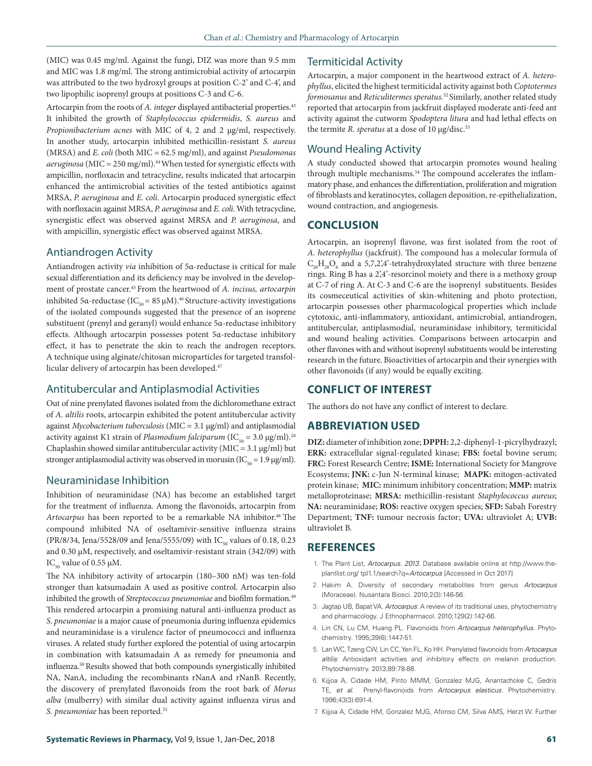(MIC) was 0.45 mg/ml. Against the fungi, DIZ was more than 9.5 mm and MIC was 1.8 mg/ml. The strong antimicrobial activity of artocarpin was attributed to the two hydroxyl groups at position C-2' and C-4', and two lipophilic isoprenyl groups at positions C-3 and C-6.

Artocarpin from the roots of *A. integer* displayed antibacterial properties.[43] It inhibited the growth of *Staphylococcus epidermidis*, *S. aureus* and *Propionibacterium acnes* with MIC of 4, 2 and 2 μg/ml, respectively. In another study, artocarpin inhibited methicillin-resistant *S. aureus* (MRSA) and *E. coli* (both MIC = 62.5 mg/ml), and against *Pseudomonas aeruginosa* (MIC = 250 mg/ml).[44] When tested for synergistic effects with ampicillin, norfloxacin and tetracycline, results indicated that artocarpin enhanced the antimicrobial activities of the tested antibiotics against MRSA, *P. aeruginosa* and *E. coli*. Artocarpin produced synergistic effect with norfloxacin against MRSA, *P. aeruginosa* and *E. coli*. With tetracycline, synergistic effect was observed against MRSA and *P. aeruginosa*, and with ampicillin, synergistic effect was observed against MRSA.

## Antiandrogen Activity

Antiandrogen activity *via* inhibition of 5α-reductase is critical for male sexual differentiation and its deficiency may be involved in the development of prostate cancer.[45] From the heartwood of *A. incisus, artocarpin* inhibited 5α-reductase ($IC_{50}$ = 85 μM).[46] Structure-activity investigations of the isolated compounds suggested that the presence of an isoprene substituent (prenyl and geranyl) would enhance 5α-reductase inhibitory effects. Although artocarpin possesses potent 5α-reductase inhibitory effect, it has to penetrate the skin to reach the androgen receptors. A technique using alginate/chitosan microparticles for targeted transfollicular delivery of artocarpin has been developed.[47]

## Antitubercular and Antiplasmodial Activities

Out of nine prenylated flavones isolated from the dichloromethane extract of *A. altilis* roots, artocarpin exhibited the potent antitubercular activity against *Mycobacterium tuberculosis* (MIC = 3.1 μg/ml) and antiplasmodial activity against K1 strain of *Plasmodium falciparum* ($IC_{50}$ = 3.0 μg/ml).[28] Chaplashin showed similar antitubercular activity (MIC = 3.1 μg/ml) but stronger antiplasmodial activity was observed in morusin ($IC_{50}$ = 1.9 μg/ml).

## Neuraminidase Inhibition

Inhibition of neuraminidase (NA) has become an established target for the treatment of influenza. Among the flavonoids, artocarpin from *Artocarpus* has been reported to be a remarkable NA inhibitor.[48] The compound inhibited NA of oseltamivir-sensitive influenza strains (PR/8/34, Jena/5528/09 and Jena/5555/09) with $IC_{50}$ values of 0.18, 0.23 and 0.30 μM, respectively, and oseltamivir-resistant strain (342/09) with $IC_{50}$ value of 0.55 μM.

The NA inhibitory activity of artocarpin (180–300 nM) was ten-fold stronger than katsumadain A used as positive control. Artocarpin also inhibited the growth of *Streptococcus pneumoniae* and biofilm formation.[49] This rendered artocarpin a promising natural anti-influenza product as *S. pneumoniae* is a major cause of pneumonia during influenza epidemics and neuraminidase is a virulence factor of pneumococci and influenza viruses. A related study further explored the potential of using artocarpin in combination with katsumadain A as remedy for pneumonia and influenza.[50] Results showed that both compounds synergistically inhibited NA, NanA, including the recombinants rNanA and rNanB. Recently, the discovery of prenylated flavonoids from the root bark of *Morus alba* (mulberry) with similar dual activity against influenza virus and *S. pneumoniae* has been reported.[51]

## Termiticidal Activity

Artocarpin, a major component in the heartwood extract of *A. heterophyllus*, elicited the highest termiticidal activity against both *Coptotermes formosanus* and *Reticulitermes speratus*.[52] Similarly, another related study reported that artocarpin from jackfruit displayed moderate anti-feed ant activity against the cutworm *Spodoptera litura* and had lethal effects on the termite *R. speratus* at a dose of 10 μg/disc.[53]

## Wound Healing Activity

A study conducted showed that artocarpin promotes wound healing through multiple mechanisms.[54] The compound accelerates the inflammatory phase, and enhances the differentiation, proliferation and migration of fibroblasts and keratinocytes, collagen deposition, re-epithelialization, wound contraction, and angiogenesis.

## CONCLUSION

Artocarpin, an isoprenyl flavone, was first isolated from the root of *A. heterophyllus* (jackfruit). The compound has a molecular formula of $C_{26}H_{28}O_6$ and a 5,7,2',4'-tetrahydroxylated structure with three benzene rings. Ring B has a 2',4'-resorcinol moiety and there is a methoxy group at C-7 of ring A. At C-3 and C-6 are the isoprenyl substituents. Besides its cosmeceutical activities of skin-whitening and photo protection, artocarpin possesses other pharmacological properties which include cytotoxic, anti-inflammatory, antioxidant, antimicrobial, antiandrogen, antitubercular, antiplasmodial, neuraminidase inhibitory, termiticidal and wound healing activities. Comparisons between artocarpin and other flavones with and without isoprenyl substituents would be interesting research in the future. Bioactivities of artocarpin and their synergies with other flavonoids (if any) would be equally exciting.

## CONFLICT OF INTEREST

The authors do not have any conflict of interest to declare.

## ABBREVIATION USED

**DIZ:** diameter of inhibition zone; **DPPH:** 2,2-diphenyl-1-picrylhydrazyl; **ERK:** extracellular signal-regulated kinase; **FBS:** foetal bovine serum; **FRC:** Forest Research Centre; **ISME:** International Society for Mangrove Ecosystems; **JNK:** c-Jun N-terminal kinase; **MAPK:** mitogen-activated protein kinase; **MIC:** minimum inhibitory concentration; **MMP:** matrix metalloproteinase; **MRSA:** methicillin-resistant *Staphylococcus aureus*; **NA:** neuraminidase; **ROS:** reactive oxygen species; **SFD:** Sabah Forestry Department; **TNF:** tumour necrosis factor; **UVA:** ultraviolet A; **UVB:** ultraviolet B.

## REFERENCES

1. The Plant List, *Artocarpus. 2013*. Database available online at http://www.theplantlist.org/ tpl1.1/search?q=*Artocarpus* [Accessed in Oct 2017]
2. Hakim A. Diversity of secondary metabolites from genus *Artocarpus* (Moraceae). Nusantara Biosci. 2010;2(3):146-56.
3. Jagtap UB, Bapat VA. *Artocarpus*: A review of its traditional uses, phytochemistry and pharmacology. J Ethnopharmacol. 2010;129(2):142-66.
4. Lin CN, Lu CM, Huang PL. Flavonoids from *Artocarpus heterophyllus*. Phytochemistry. 1995;39(6):1447-51.
5. Lan WC, Tzeng CW, Lin CC, Yen FL, Ko HH. Prenylated flavonoids from *Artocarpus altilis*: Antioxidant activities and inhibitory effects on melanin production. Phytochemistry. 2013;89:78-88.
6. Kijjoa A, Cidade HM, Pinto MMM, Gonzalez MJG, Anantachoke C, Gedris TE, *et al.* Prenyl-flavonoids from *Artocarpus elasticus*. Phytochemistry. 1996;43(3):691-4.
7. Kijjoa A, Cidade HM, Gonzalez MJG, Afonso CM, Silva AMS, Herzt W. Further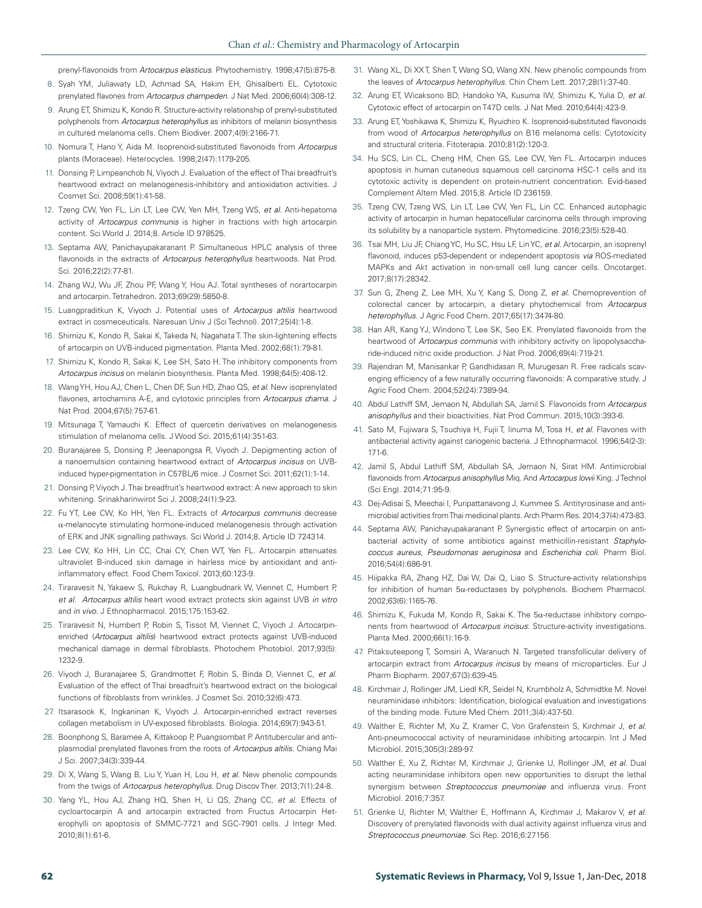prenyl-flavonoids from *Artocarpus elasticus*. Phytochemistry. 1998;47(5):875-8.

8. Syah YM, Juliawaty LD, Achmad SA, Hakim EH, Ghisalberti EL. Cytotoxic prenylated flavones from *Artocarpus champeden*. J Nat Med. 2006;60(4):308-12.
9. Arung ET, Shimizu K, Kondo R. Structure-activity relationship of prenyl-substituted polyphenols from *Artocarpus heterophyllus* as inhibitors of melanin biosynthesis in cultured melanoma cells. Chem Biodiver. 2007;4(9):2166-71.
10. Nomura T, Hano Y, Aida M. Isoprenoid-substituted flavonoids from *Artocarpus* plants (Moraceae). Heterocycles. 1998;2(47):1179-205.
11. Donsing P, Limpeanchob N, Viyoch J. Evaluation of the effect of Thai breadfruit's heartwood extract on melanogenesis-inhibitory and antioxidation activities. J Cosmet Sci. 2008;59(1):41-58.
12. Tzeng CW, Yen FL, Lin LT, Lee CW, Yen MH, Tzeng WS, *et al.* Anti-hepatoma activity of *Artocarpus communis* is higher in fractions with high artocarpin content. Sci World J. 2014;8. Article ID 978525.
13. Septama AW, Panichayupakaranant P. Simultaneous HPLC analysis of three flavonoids in the extracts of *Artocarpus heterophyllus* heartwoods. Nat Prod. Sci. 2016;22(2):77-81.
14. Zhang WJ, Wu JF, Zhou PF, Wang Y, Hou AJ. Total syntheses of norartocarpin and artocarpin. Tetrahedron. 2013;69(29):5850-8.
15. Luangpraditkun K, Viyoch J. Potential uses of *Artocarpus altilis* heartwood extract in cosmeceuticals. Naresuan Univ J (Sci Technol). 2017;25(4):1-8.
16. Shimizu K, Kondo R, Sakai K, Takeda N, Nagahata T. The skin-lightening effects of artocarpin on UVB-induced pigmentation. Planta Med. 2002;68(1):79-81.
17. Shimizu K, Kondo R, Sakai K, Lee SH, Sato H. The inhibitory components from *Artocarpus incisus* on melanin biosynthesis. Planta Med. 1998;64(5):408-12.
18. Wang YH, Hou AJ, Chen L, Chen DF, Sun HD, Zhao QS, *et al.* New isoprenylated flavones, artochamins A-E, and cytotoxic principles from *Artocarpus chama*. J Nat Prod. 2004;67(5):757-61.
19. Mitsunaga T, Yamauchi K. Effect of quercetin derivatives on melanogenesis stimulation of melanoma cells. J Wood Sci. 2015;61(4):351-63.
20. Buranajaree S, Donsing P, Jeenapongsa R, Viyoch J. Depigmenting action of a nanoemulsion containing heartwood extract of *Artocarpus incisus* on UVB-induced hyper-pigmentation in C57BL/6 mice. J Cosmet Sci. 2011;62(1):1-14.
21. Donsing P, Viyoch J. Thai breadfruit's heartwood extract: A new approach to skin whitening. Srinakharinwirot Sci J. 2008;24(1):9-23.
22. Fu YT, Lee CW, Ko HH, Yen FL. Extracts of *Artocarpus communis* decrease α-melanocyte stimulating hormone-induced melanogenesis through activation of ERK and JNK signalling pathways. Sci World J. 2014;8. Article ID 724314.
23. Lee CW, Ko HH, Lin CC, Chai CY, Chen WT, Yen FL. Artocarpin attenuates ultraviolet B-induced skin damage in hairless mice by antioxidant and anti-inflammatory effect. Food Chem Toxicol. 2013;60:123-9.
24. Tiraravesit N, Yakaew S, Rukchay R, Luangbudnark W, Viennet C, Humbert P, *et al.* *Artocarpus altilis* heart wood extract protects skin against UVB *in vitro* and *in vivo*. J Ethnopharmacol. 2015;175:153-62.
25. Tiraravesit N, Humbert P, Robin S, Tissot M, Viennet C, Viyoch J. Artocarpin-enriched (*Artocarpus altilis*) heartwood extract protects against UVB-induced mechanical damage in dermal fibroblasts. Photochem Photobiol. 2017;93(5):1232-9.
26. Viyoch J, Buranajaree S, Grandmottet F, Robin S, Binda D, Viennet C, *et al.* Evaluation of the effect of Thai breadfruit's heartwood extract on the biological functions of fibroblasts from wrinkles. J Cosmet Sci. 2010;32(6):473.
27. Itsarasook K, Ingkaninan K, Viyoch J. Artocarpin-enriched extract reverses collagen metabolism in UV-exposed fibroblasts. Biologia. 2014;69(7):943-51.
28. Boonphong S, Baramee A, Kittakoop P, Puangsombat P. Antitubercular and antiplasmodial prenylated flavones from the roots of *Artocarpus altilis*. Chiang Mai J Sci. 2007;34(3):339-44.
29. Di X, Wang S, Wang B, Liu Y, Yuan H, Lou H, *et al.* New phenolic compounds from the twigs of *Artocarpus heterophyllus*. Drug Discov Ther. 2013;7(1):24-8.
30. Yang YL, Hou AJ, Zhang HQ, Shen H, Li QS, Zhang CC, *et al.* Effects of cycloartocarpin A and artocarpin extracted from Fructus Artocarpin Heterophylli on apoptosis of SMMC-7721 and SGC-7901 cells. J Integr Med. 2010;8(1):61-6.
31. Wang XL, Di XX T, Shen T, Wang SQ, Wang XN. New phenolic compounds from the leaves of *Artocarpus heterophyllus*. Chin Chem Lett. 2017;28(1):37-40.
32. Arung ET, Wicaksono BD, Handoko YA, Kusuma IW, Shimizu K, Yulia D, *et al.* Cytotoxic effect of artocarpin on T47D cells. J Nat Med. 2010;64(4):423-9.
33. Arung ET, Yoshikawa K, Shimizu K, Ryuichiro K. Isoprenoid-substituted flavonoids from wood of *Artocarpus heterophyllus* on B16 melanoma cells: Cytotoxicity and structural criteria. Fitoterapia. 2010;81(2):120-3.
34. Hu SCS, Lin CL, Cheng HM, Chen GS, Lee CW, Yen FL. Artocarpin induces apoptosis in human cutaneous squamous cell carcinoma HSC-1 cells and its cytotoxic activity is dependent on protein-nutrient concentration. Evid-based Complement Altern Med. 2015;8. Article ID 236159.
35. Tzeng CW, Tzeng WS, Lin LT, Lee CW, Yen FL, Lin CC. Enhanced autophagic activity of artocarpin in human hepatocellular carcinoma cells through improving its solubility by a nanoparticle system. Phytomedicine. 2016;23(5):528-40.
36. Tsai MH, Liu JF, Chiang YC, Hu SC, Hsu LF, Lin YC, *et al.* Artocarpin, an isoprenyl flavonoid, induces p53-dependent or independent apoptosis *via* ROS-mediated MAPKs and Akt activation in non-small cell lung cancer cells. Oncotarget. 2017;8(17):28342.
37. Sun G, Zheng Z, Lee MH, Xu Y, Kang S, Dong Z, *et al.* Chemoprevention of colorectal cancer by artocarpin, a dietary phytochemical from *Artocarpus heterophyllus*. J Agric Food Chem. 2017;65(17):3474-80.
38. Han AR, Kang YJ, Windono T, Lee SK, Seo EK. Prenylated flavonoids from the heartwood of *Artocarpus communis* with inhibitory activity on lipopolysaccharide-induced nitric oxide production. J Nat Prod. 2006;69(4):719-21.
39. Rajendran M, Manisankar P, Gandhidasan R, Murugesan R. Free radicals scavenging efficiency of a few naturally occurring flavonoids: A comparative study. J Agric Food Chem. 2004;52(24):7389-94.
40. Abdul Lathiff SM, Jemaon N, Abdullah SA, Jamil S. Flavonoids from *Artocarpus anisophyllus* and their bioactivities. Nat Prod Commun. 2015;10(3):393-6.
41. Sato M, Fujiwara S, Tsuchiya H, Fujii T, Iinuma M, Tosa H, *et al.* Flavones with antibacterial activity against cariogenic bacteria. J Ethnopharmacol. 1996;54(2-3):171-6.
42. Jamil S, Abdul Lathiff SM, Abdullah SA, Jemaon N, Sirat HM. Antimicrobial flavonoids from *Artocarpus anisophyllus* Miq. And *Artocarpus lowii* King. J Technol (Sci Eng). 2014;71:95-9.
43. Dej-Adisai S, Meechai I, Puripattanavong J, Kummee S. Antityrosinase and antimicrobial activities from Thai medicinal plants. Arch Pharm Res. 2014;37(4):473-83.
44. Septama AW, Panichayupakaranant P. Synergistic effect of artocarpin on antibacterial activity of some antibiotics against methicillin-resistant *Staphylococcus aureus*, *Pseudomonas aeruginosa* and *Escherichia coli*. Pharm Biol. 2016;54(4):686-91.
45. Hiipakka RA, Zhang HZ, Dai W, Dai Q, Liao S. Structure-activity relationships for inhibition of human 5α-reductases by polyphenols. Biochem Pharmacol. 2002;63(6):1165-76.
46. Shimizu K, Fukuda M, Kondo R, Sakai K. The 5α-reductase inhibitory components from heartwood of *Artocarpus incisus*: Structure-activity investigations. Planta Med. 2000;66(1):16-9.
47. Pitaksuteepong T, Somsiri A, Waranuch N. Targeted transfollicular delivery of artocarpin extract from *Artocarpus incisus* by means of microparticles. Eur J Pharm Biopharm. 2007;67(3):639-45.
48. Kirchmair J, Rollinger JM, Liedl KR, Seidel N, Krumbholz A, Schmidtke M. Novel neuraminidase inhibitors: Identification, biological evaluation and investigations of the binding mode. Future Med Chem. 2011;3(4):437-50.
49. Walther E, Richter M, Xu Z, Kramer C, Von Grafenstein S, Kirchmair J, *et al.* Anti-pneumococcal activity of neuraminidase inhibiting artocarpin. Int J Med Microbiol. 2015;305(3):289-97.
50. Walther E, Xu Z, Richter M, Kirchmair J, Grienke U, Rollinger JM, *et al.* Dual acting neuraminidase inhibitors open new opportunities to disrupt the lethal synergism between *Streptococcus pneumoniae* and influenza virus. Front Microbiol. 2016;7:357.
51. Grienke U, Richter M, Walther E, Hoffmann A, Kirchmair J, Makarov V, *et al.* Discovery of prenylated flavonoids with dual activity against influenza virus and *Streptococcus pneumoniae*. Sci Rep. 2016;6:27156.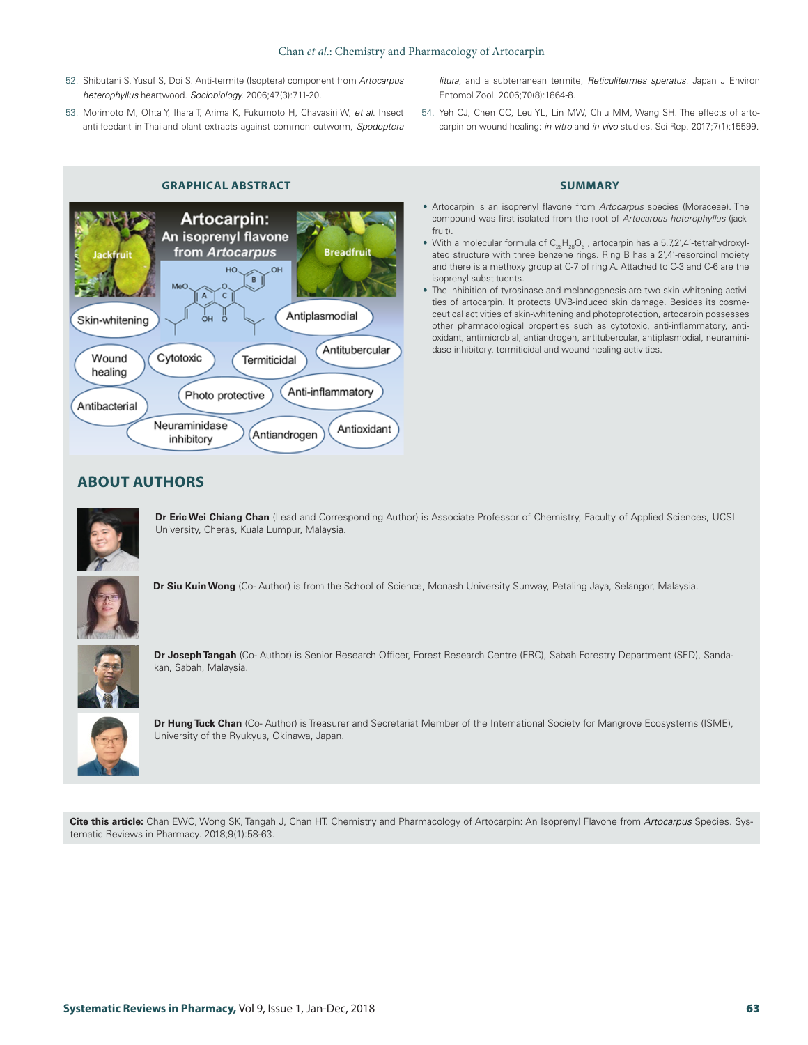52. Shibutani S, Yusuf S, Doi S. Anti-termite (Isoptera) component from *Artocarpus heterophyllus* heartwood. *Sociobiology.* 2006;47(3):711-20.
53. Morimoto M, Ohta Y, Ihara T, Arima K, Fukumoto H, Chavasiri W, *et al.* Insect anti-feedant in Thailand plant extracts against common cutworm, *Spodoptera litura*, and a subterranean termite, *Reticulitermes speratus*. Japan J Environ Entomol Zool. 2006;70(8):1864-8.
54. Yeh CJ, Chen CC, Leu YL, Lin MW, Chiu MM, Wang SH. The effects of artocarpin on wound healing: *in vitro* and *in vivo* studies. Sci Rep. 2017;7(1):15599.

## GRAPHICAL ABSTRACT

Artocarpin: An isoprenyl flavone from *Artocarpus*

Jackfruit

Breadfruit

Skin-whitening

Antiplasmodial

Wound healing

Cytotoxic

Termiticidal

Antitubercular

Antibacterial

Photo protective

Anti-inflammatory

Neuraminidase inhibitory

Antiandrogen

Antioxidant

## SUMMARY

- Artocarpin is an isoprenyl flavone from *Artocarpus* species (Moraceae). The compound was first isolated from the root of *Artocarpus heterophyllus* (jackfruit).
- With a molecular formula of $C_{26}H_{28}O_6$ , artocarpin has a 5,7,2′,4′-tetrahydroxylated structure with three benzene rings. Ring B has a 2′,4′-resorcinol moiety and there is a methoxy group at C-7 of ring A. Attached to C-3 and C-6 are the isoprenyl substituents.
- The inhibition of tyrosinase and melanogenesis are two skin-whitening activities of artocarpin. It protects UVB-induced skin damage. Besides its cosmeceutical activities of skin-whitening and photoprotection, artocarpin possesses other pharmacological properties such as cytotoxic, anti-inflammatory, antioxidant, antimicrobial, antiandrogen, antitubercular, antiplasmodial, neuraminidase inhibitory, termiticidal and wound healing activities.

## ABOUT AUTHORS

**Dr Eric Wei Chiang Chan** (Lead and Corresponding Author) is Associate Professor of Chemistry, Faculty of Applied Sciences, UCSI University, Cheras, Kuala Lumpur, Malaysia.

**Dr Siu Kuin Wong** (Co- Author) is from the School of Science, Monash University Sunway, Petaling Jaya, Selangor, Malaysia.

**Dr Joseph Tangah** (Co- Author) is Senior Research Officer, Forest Research Centre (FRC), Sabah Forestry Department (SFD), Sandakan, Sabah, Malaysia.

**Dr Hung Tuck Chan** (Co- Author) is Treasurer and Secretariat Member of the International Society for Mangrove Ecosystems (ISME), University of the Ryukyus, Okinawa, Japan.

**Cite this article:** Chan EWC, Wong SK, Tangah J, Chan HT. Chemistry and Pharmacology of Artocarpin: An Isoprenyl Flavone from *Artocarpus* Species. Systematic Reviews in Pharmacy. 2018;9(1):58-63.